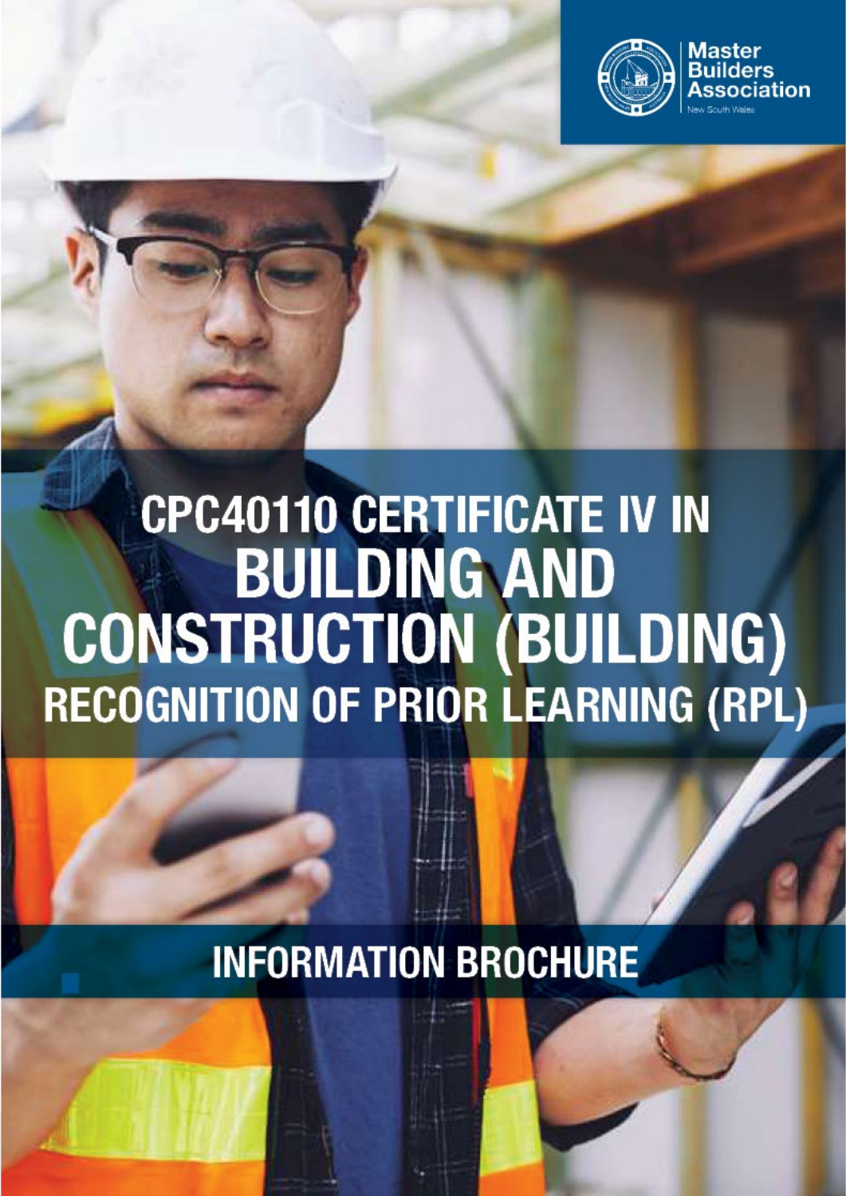Master Builders Association
New South Wales

# CPC40110 CERTIFICATE IV IN BUILDING AND CONSTRUCTION (BUILDING)

## RECOGNITION OF PRIOR LEARNING (RPL)

### INFORMATION BROCHURE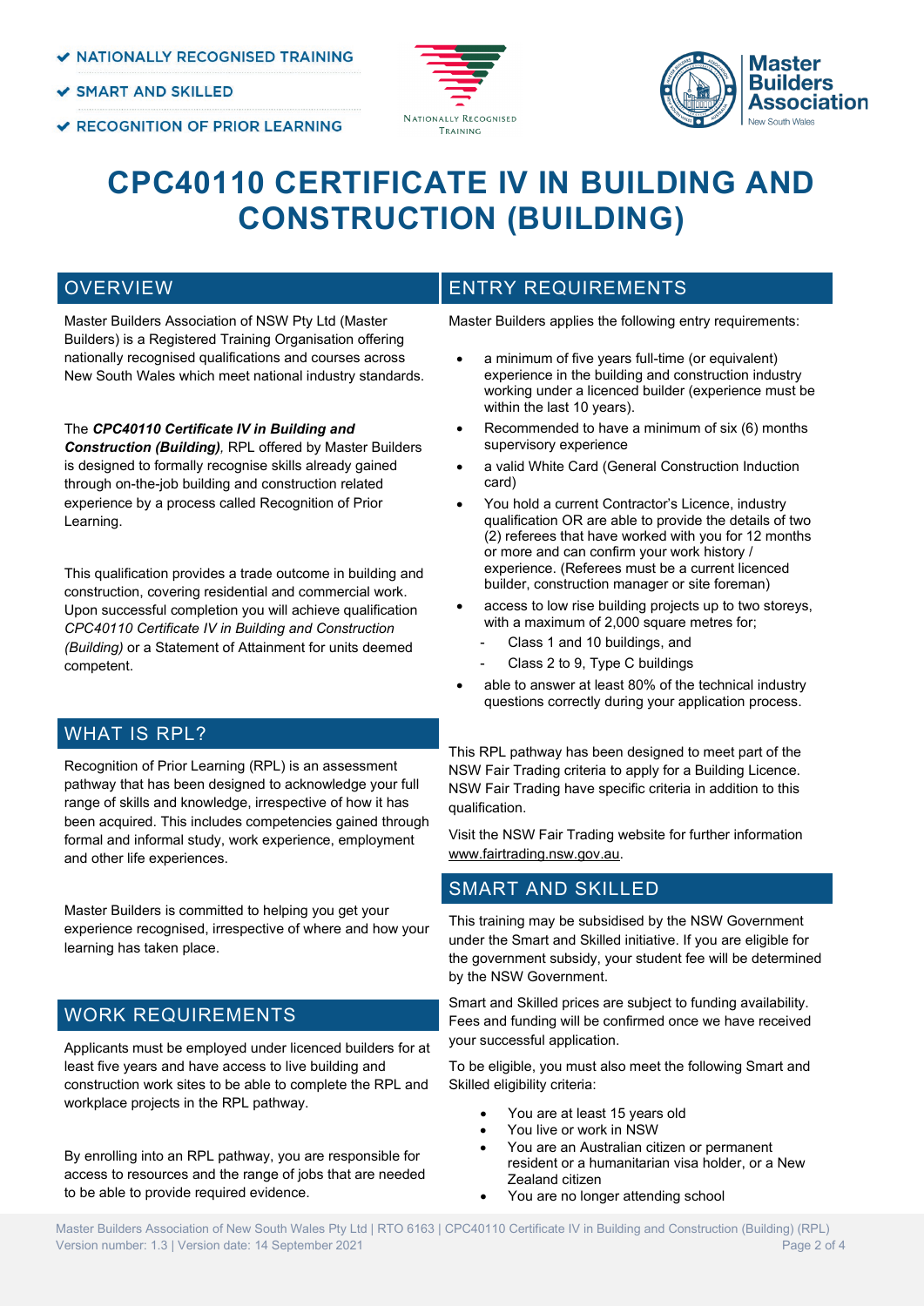- NATIONALLY RECOGNISED TRAINING
- SMART AND SKILLED
- RECOGNITION OF PRIOR LEARNING

# CPC40110 CERTIFICATE IV IN BUILDING AND CONSTRUCTION (BUILDING)

## OVERVIEW

Master Builders Association of NSW Pty Ltd (Master Builders) is a Registered Training Organisation offering nationally recognised qualifications and courses across New South Wales which meet national industry standards.

The ***CPC40110 Certificate IV in Building and Construction (Building)***, RPL offered by Master Builders is designed to formally recognise skills already gained through on-the-job building and construction related experience by a process called Recognition of Prior Learning.

This qualification provides a trade outcome in building and construction, covering residential and commercial work. Upon successful completion you will achieve qualification *CPC40110 Certificate IV in Building and Construction (Building)* or a Statement of Attainment for units deemed competent.

## WHAT IS RPL?

Recognition of Prior Learning (RPL) is an assessment pathway that has been designed to acknowledge your full range of skills and knowledge, irrespective of how it has been acquired. This includes competencies gained through formal and informal study, work experience, employment and other life experiences.

Master Builders is committed to helping you get your experience recognised, irrespective of where and how your learning has taken place.

## WORK REQUIREMENTS

Applicants must be employed under licenced builders for at least five years and have access to live building and construction work sites to be able to complete the RPL and workplace projects in the RPL pathway.

By enrolling into an RPL pathway, you are responsible for access to resources and the range of jobs that are needed to be able to provide required evidence.

## ENTRY REQUIREMENTS

Master Builders applies the following entry requirements:

- a minimum of five years full-time (or equivalent) experience in the building and construction industry working under a licenced builder (experience must be within the last 10 years).
- Recommended to have a minimum of six (6) months supervisory experience
- a valid White Card (General Construction Induction card)
- You hold a current Contractor's Licence, industry qualification OR are able to provide the details of two (2) referees that have worked with you for 12 months or more and can confirm your work history / experience. (Referees must be a current licenced builder, construction manager or site foreman)
- access to low rise building projects up to two storeys, with a maximum of 2,000 square metres for;
  - Class 1 and 10 buildings, and
  - Class 2 to 9, Type C buildings
- able to answer at least 80% of the technical industry questions correctly during your application process.

This RPL pathway has been designed to meet part of the NSW Fair Trading criteria to apply for a Building Licence. NSW Fair Trading have specific criteria in addition to this qualification.

Visit the NSW Fair Trading website for further information www.fairtrading.nsw.gov.au.

## SMART AND SKILLED

This training may be subsidised by the NSW Government under the Smart and Skilled initiative. If you are eligible for the government subsidy, your student fee will be determined by the NSW Government.

Smart and Skilled prices are subject to funding availability. Fees and funding will be confirmed once we have received your successful application.

To be eligible, you must also meet the following Smart and Skilled eligibility criteria:

- You are at least 15 years old
- You live or work in NSW
- You are an Australian citizen or permanent resident or a humanitarian visa holder, or a New Zealand citizen
- You are no longer attending school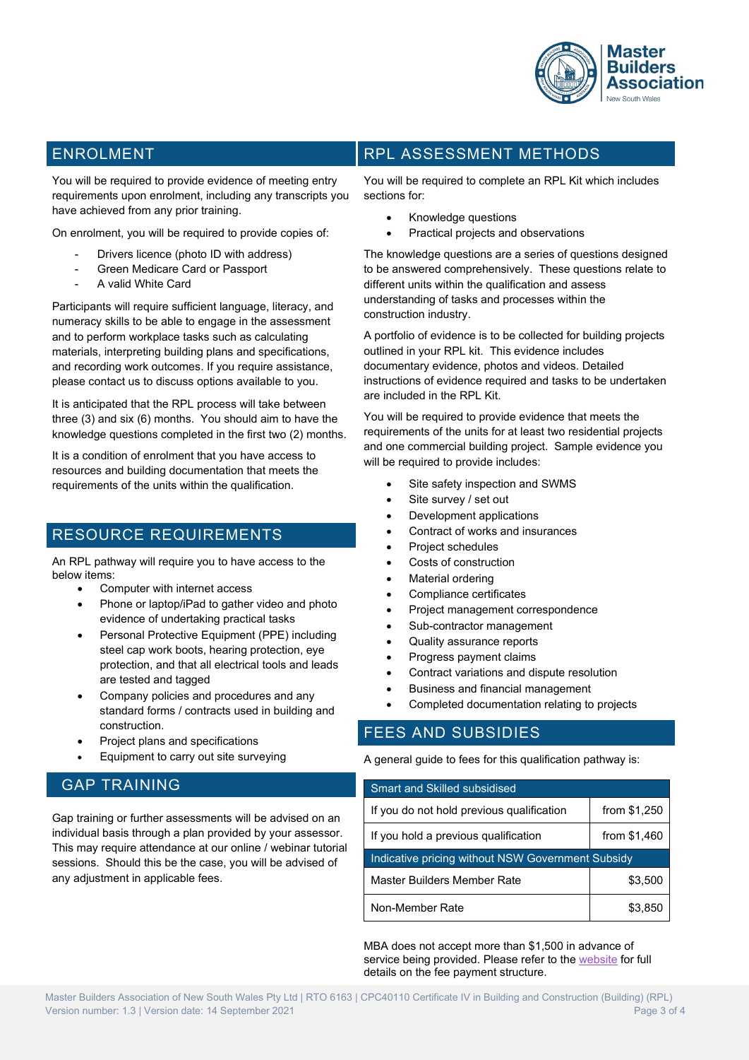## ENROLMENT

You will be required to provide evidence of meeting entry requirements upon enrolment, including any transcripts you have achieved from any prior training.

On enrolment, you will be required to provide copies of:

- Drivers licence (photo ID with address)
- Green Medicare Card or Passport
- A valid White Card

Participants will require sufficient language, literacy, and numeracy skills to be able to engage in the assessment and to perform workplace tasks such as calculating materials, interpreting building plans and specifications, and recording work outcomes. If you require assistance, please contact us to discuss options available to you.

It is anticipated that the RPL process will take between three (3) and six (6) months. You should aim to have the knowledge questions completed in the first two (2) months.

It is a condition of enrolment that you have access to resources and building documentation that meets the requirements of the units within the qualification.

## RESOURCE REQUIREMENTS

An RPL pathway will require you to have access to the below items:

- Computer with internet access
- Phone or laptop/iPad to gather video and photo evidence of undertaking practical tasks
- Personal Protective Equipment (PPE) including steel cap work boots, hearing protection, eye protection, and that all electrical tools and leads are tested and tagged
- Company policies and procedures and any standard forms / contracts used in building and construction.
- Project plans and specifications
- Equipment to carry out site surveying

## GAP TRAINING

Gap training or further assessments will be advised on an individual basis through a plan provided by your assessor. This may require attendance at our online / webinar tutorial sessions. Should this be the case, you will be advised of any adjustment in applicable fees.

## RPL ASSESSMENT METHODS

You will be required to complete an RPL Kit which includes sections for:

- Knowledge questions
- Practical projects and observations

The knowledge questions are a series of questions designed to be answered comprehensively. These questions relate to different units within the qualification and assess understanding of tasks and processes within the construction industry.

A portfolio of evidence is to be collected for building projects outlined in your RPL kit. This evidence includes documentary evidence, photos and videos. Detailed instructions of evidence required and tasks to be undertaken are included in the RPL Kit.

You will be required to provide evidence that meets the requirements of the units for at least two residential projects and one commercial building project. Sample evidence you will be required to provide includes:

- Site safety inspection and SWMS
- Site survey / set out
- Development applications
- Contract of works and insurances
- Project schedules
- Costs of construction
- Material ordering
- Compliance certificates
- Project management correspondence
- Sub-contractor management
- Quality assurance reports
- Progress payment claims
- Contract variations and dispute resolution
- Business and financial management
- Completed documentation relating to projects

## FEES AND SUBSIDIES

A general guide to fees for this qualification pathway is:

| Smart and Skilled subsidised | |
|---|---|
| If you do not hold previous qualification | from $1,250 |
| If you hold a previous qualification | from $1,460 |
| **Indicative pricing without NSW Government Subsidy** | |
| Master Builders Member Rate | $3,500 |
| Non-Member Rate | $3,850 |

MBA does not accept more than $1,500 in advance of service being provided. Please refer to the website for full details on the fee payment structure.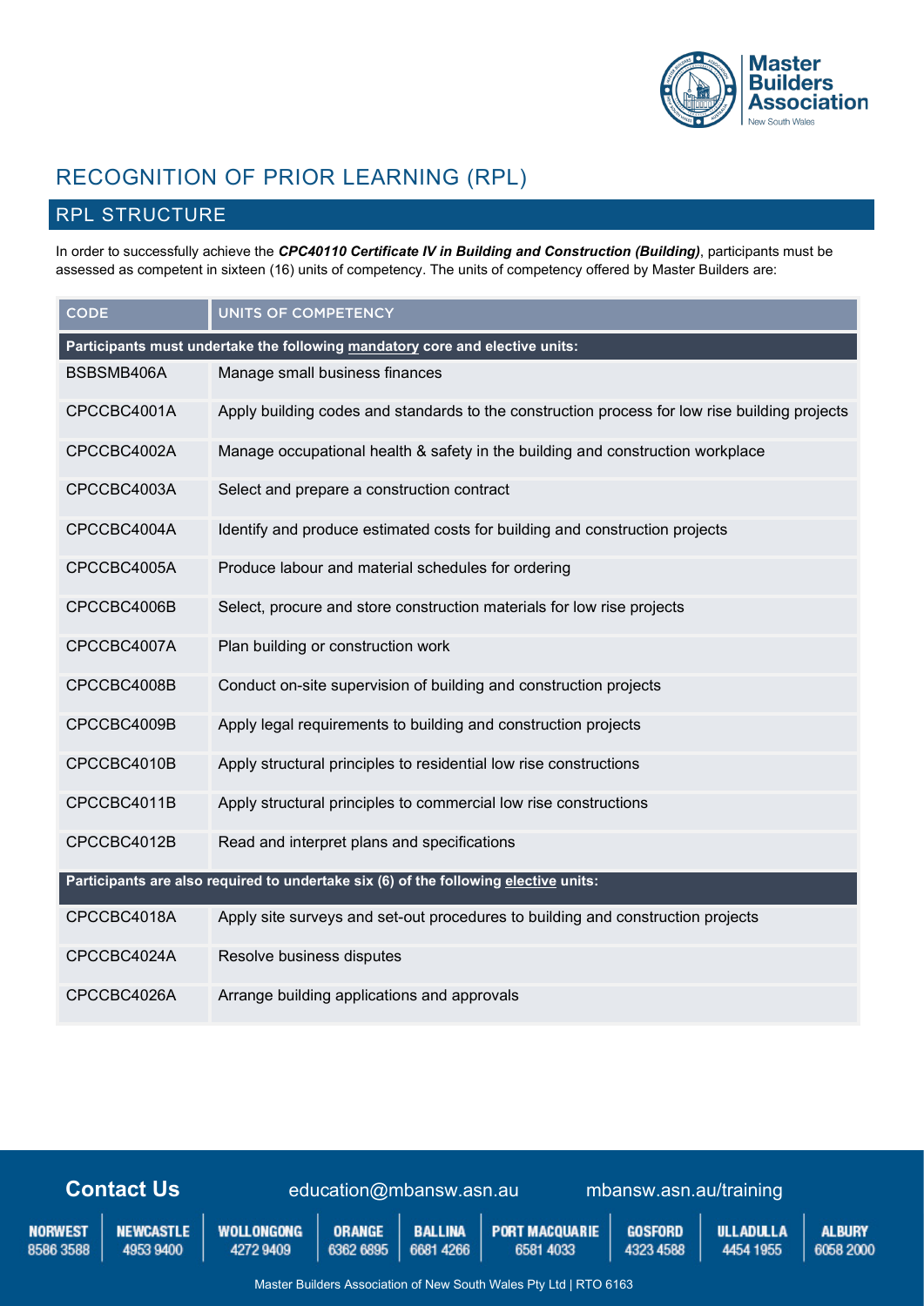# RECOGNITION OF PRIOR LEARNING (RPL)

## RPL STRUCTURE

In order to successfully achieve the ***CPC40110 Certificate IV in Building and Construction (Building)***, participants must be assessed as competent in sixteen (16) units of competency. The units of competency offered by Master Builders are:

| CODE | UNITS OF COMPETENCY |
|---|---|
| **Participants must undertake the following mandatory core and elective units:** | |
| BSBSMB406A | Manage small business finances |
| CPCCBC4001A | Apply building codes and standards to the construction process for low rise building projects |
| CPCCBC4002A | Manage occupational health & safety in the building and construction workplace |
| CPCCBC4003A | Select and prepare a construction contract |
| CPCCBC4004A | Identify and produce estimated costs for building and construction projects |
| CPCCBC4005A | Produce labour and material schedules for ordering |
| CPCCBC4006B | Select, procure and store construction materials for low rise projects |
| CPCCBC4007A | Plan building or construction work |
| CPCCBC4008B | Conduct on-site supervision of building and construction projects |
| CPCCBC4009B | Apply legal requirements to building and construction projects |
| CPCCBC4010B | Apply structural principles to residential low rise constructions |
| CPCCBC4011B | Apply structural principles to commercial low rise constructions |
| CPCCBC4012B | Read and interpret plans and specifications |
| **Participants are also required to undertake six (6) of the following elective units:** | |
| CPCCBC4018A | Apply site surveys and set-out procedures to building and construction projects |
| CPCCBC4024A | Resolve business disputes |
| CPCCBC4026A | Arrange building applications and approvals |

**Contact Us** education@mbansw.asn.au mbansw.asn.au/training

NORWEST 8586 3588 | NEWCASTLE 4953 9400 | WOLLONGONG 4272 9409 | ORANGE 6362 6895 | BALLINA 6681 4266 | PORT MACQUARIE 6581 4033 | GOSFORD 4323 4588 | ULLADULLA 4454 1955 | ALBURY 6058 2000

Master Builders Association of New South Wales Pty Ltd | RTO 6163